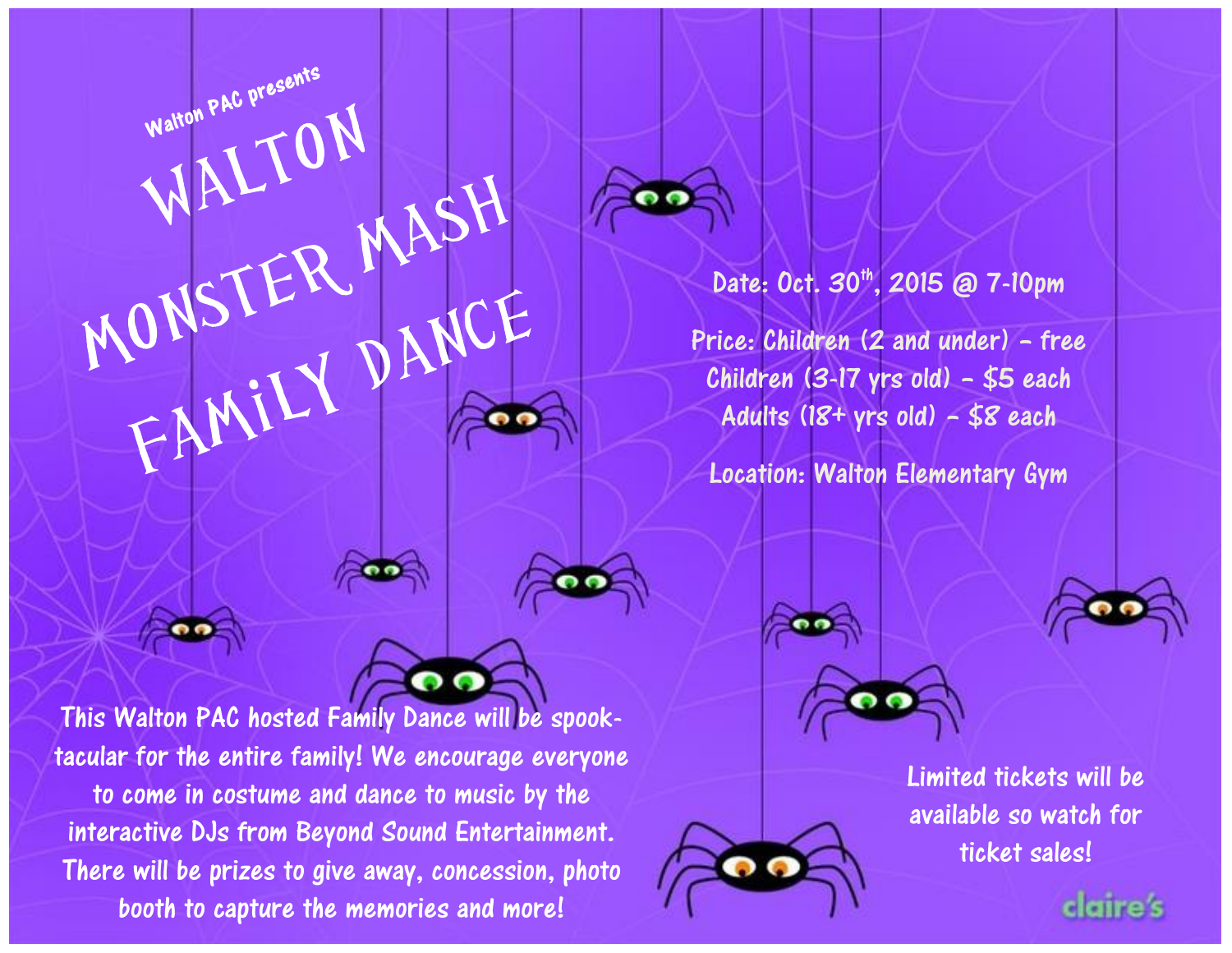Walton PAC presents

# WALTON MONSTER MASH FAMiLY DANCE

Date: Oct. 30th, 2015 @ 7-10pm

Price: Children (2 and under) – free
Children (3-17 yrs old) – $5 each
Adults (18+ yrs old) – $8 each

Location: Walton Elementary Gym

This Walton PAC hosted Family Dance will be spook-tacular for the entire family! We encourage everyone to come in costume and dance to music by the interactive DJs from Beyond Sound Entertainment. There will be prizes to give away, concession, photo booth to capture the memories and more!

Limited tickets will be available so watch for ticket sales!

claire's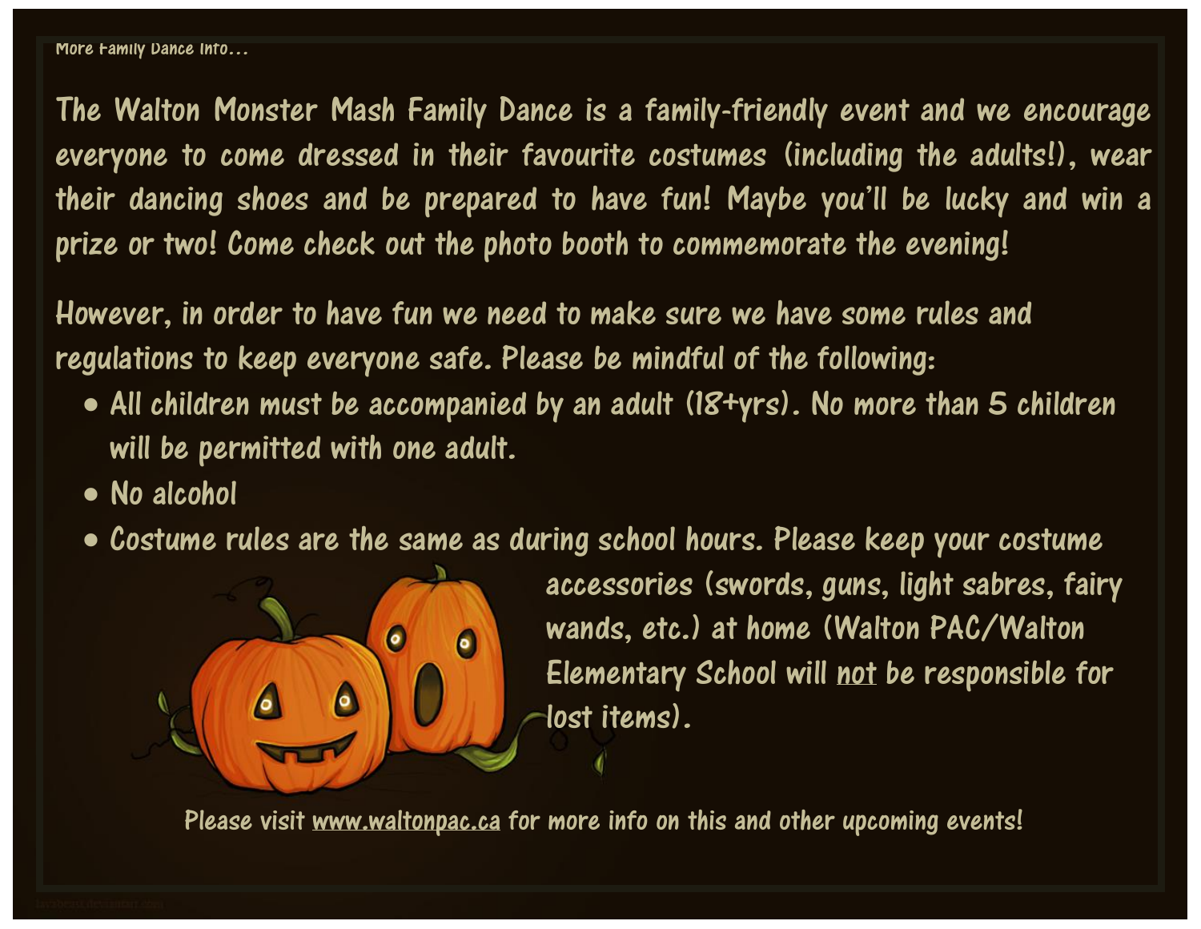More Family Dance Info...

The Walton Monster Mash Family Dance is a family-friendly event and we encourage everyone to come dressed in their favourite costumes (including the adults!), wear their dancing shoes and be prepared to have fun! Maybe you'll be lucky and win a prize or two! Come check out the photo booth to commemorate the evening!

However, in order to have fun we need to make sure we have some rules and regulations to keep everyone safe. Please be mindful of the following:

- All children must be accompanied by an adult (18+yrs). No more than 5 children will be permitted with one adult.
- No alcohol
- Costume rules are the same as during school hours. Please keep your costume accessories (swords, guns, light sabres, fairy wands, etc.) at home (Walton PAC/Walton Elementary School will not be responsible for lost items).

Please visit www.waltonpac.ca for more info on this and other upcoming events!